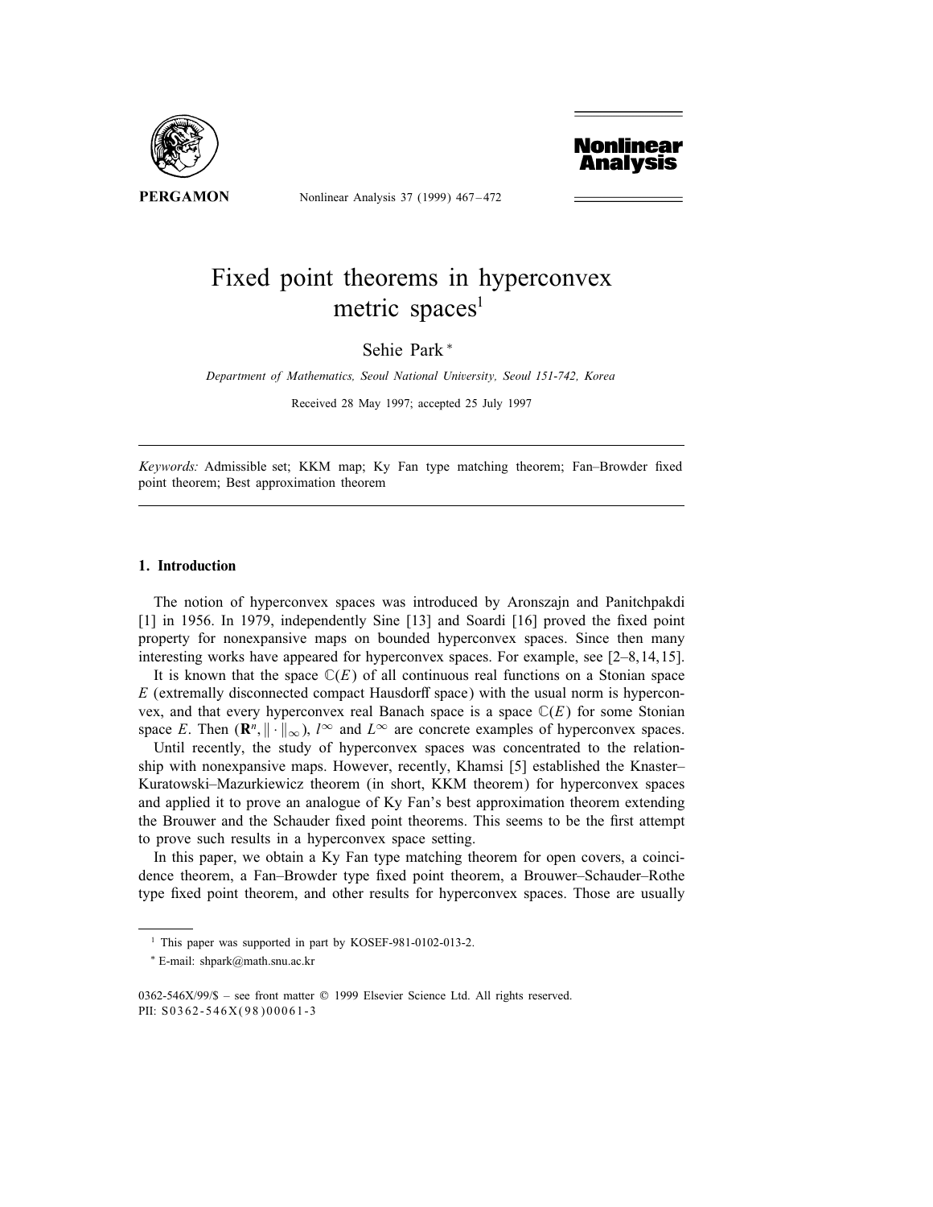# Fixed point theorems in hyperconvex metric spaces[1]

Sehie Park *

*Department of Mathematics, Seoul National University, Seoul 151-742, Korea*

Received 28 May 1997; accepted 25 July 1997

*Keywords:* Admissible set; KKM map; Ky Fan type matching theorem; Fan–Browder fixed point theorem; Best approximation theorem

## 1. Introduction

The notion of hyperconvex spaces was introduced by Aronszajn and Panitchpakdi [1] in 1956. In 1979, independently Sine [13] and Soardi [16] proved the fixed point property for nonexpansive maps on bounded hyperconvex spaces. Since then many interesting works have appeared for hyperconvex spaces. For example, see [2–8,14,15].

It is known that the space $\mathbb{C}(E)$ of all continuous real functions on a Stonian space $E$ (extremally disconnected compact Hausdorff space) with the usual norm is hyperconvex, and that every hyperconvex real Banach space is a space $\mathbb{C}(E)$ for some Stonian space $E$. Then $(\mathbf{R}^n, \|\cdot\|_\infty)$, $l^\infty$ and $L^\infty$ are concrete examples of hyperconvex spaces.

Until recently, the study of hyperconvex spaces was concentrated to the relationship with nonexpansive maps. However, recently, Khamsi [5] established the Knaster–Kuratowski–Mazurkiewicz theorem (in short, KKM theorem) for hyperconvex spaces and applied it to prove an analogue of Ky Fan's best approximation theorem extending the Brouwer and the Schauder fixed point theorems. This seems to be the first attempt to prove such results in a hyperconvex space setting.

In this paper, we obtain a Ky Fan type matching theorem for open covers, a coincidence theorem, a Fan–Browder type fixed point theorem, a Brouwer–Schauder–Rothe type fixed point theorem, and other results for hyperconvex spaces. Those are usually

---

[1] This paper was supported in part by KOSEF-981-0102-013-2.

* E-mail: shpark@math.snu.ac.kr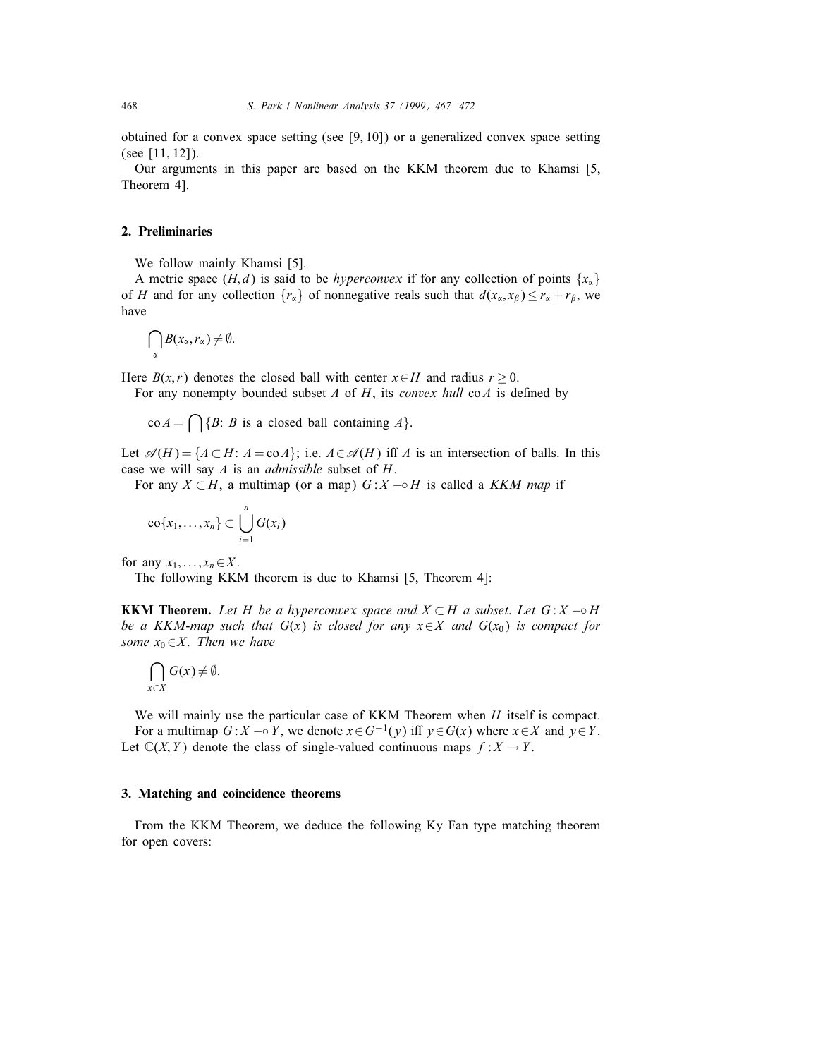obtained for a convex space setting (see [9, 10]) or a generalized convex space setting (see [11, 12]).

Our arguments in this paper are based on the KKM theorem due to Khamsi [5, Theorem 4].

## 2. Preliminaries

We follow mainly Khamsi [5].

A metric space $(H,d)$ is said to be *hyperconvex* if for any collection of points $\{x_\alpha\}$ of $H$ and for any collection $\{r_\alpha\}$ of nonnegative reals such that $d(x_\alpha, x_\beta) \le r_\alpha + r_\beta$, we have

$$\bigcap_\alpha B(x_\alpha, r_\alpha) \neq \emptyset.$$

Here $B(x,r)$ denotes the closed ball with center $x \in H$ and radius $r \ge 0$.

For any nonempty bounded subset $A$ of $H$, its *convex hull* $\operatorname{co} A$ is defined by

$$\operatorname{co} A = \bigcap \{B\colon B \text{ is a closed ball containing } A\}.$$

Let $\mathscr{A}(H) = \{A \subset H\colon A = \operatorname{co} A\}$; i.e. $A \in \mathscr{A}(H)$ iff $A$ is an intersection of balls. In this case we will say $A$ is an *admissible* subset of $H$.

For any $X \subset H$, a multimap (or a map) $G : X \multimap H$ is called a *KKM map* if

$$\operatorname{co}\{x_1, \ldots, x_n\} \subset \bigcup_{i=1}^{n} G(x_i)$$

for any $x_1, \ldots, x_n \in X$.

The following KKM theorem is due to Khamsi [5, Theorem 4]:

**KKM Theorem.** *Let $H$ be a hyperconvex space and $X \subset H$ a subset. Let $G : X \multimap H$ be a KKM-map such that $G(x)$ is closed for any $x \in X$ and $G(x_0)$ is compact for some $x_0 \in X$. Then we have*

$$\bigcap_{x \in X} G(x) \neq \emptyset.$$

We will mainly use the particular case of KKM Theorem when $H$ itself is compact.

For a multimap $G : X \multimap Y$, we denote $x \in G^{-1}(y)$ iff $y \in G(x)$ where $x \in X$ and $y \in Y$. Let $\mathbb{C}(X, Y)$ denote the class of single-valued continuous maps $f : X \to Y$.

## 3. Matching and coincidence theorems

From the KKM Theorem, we deduce the following Ky Fan type matching theorem for open covers: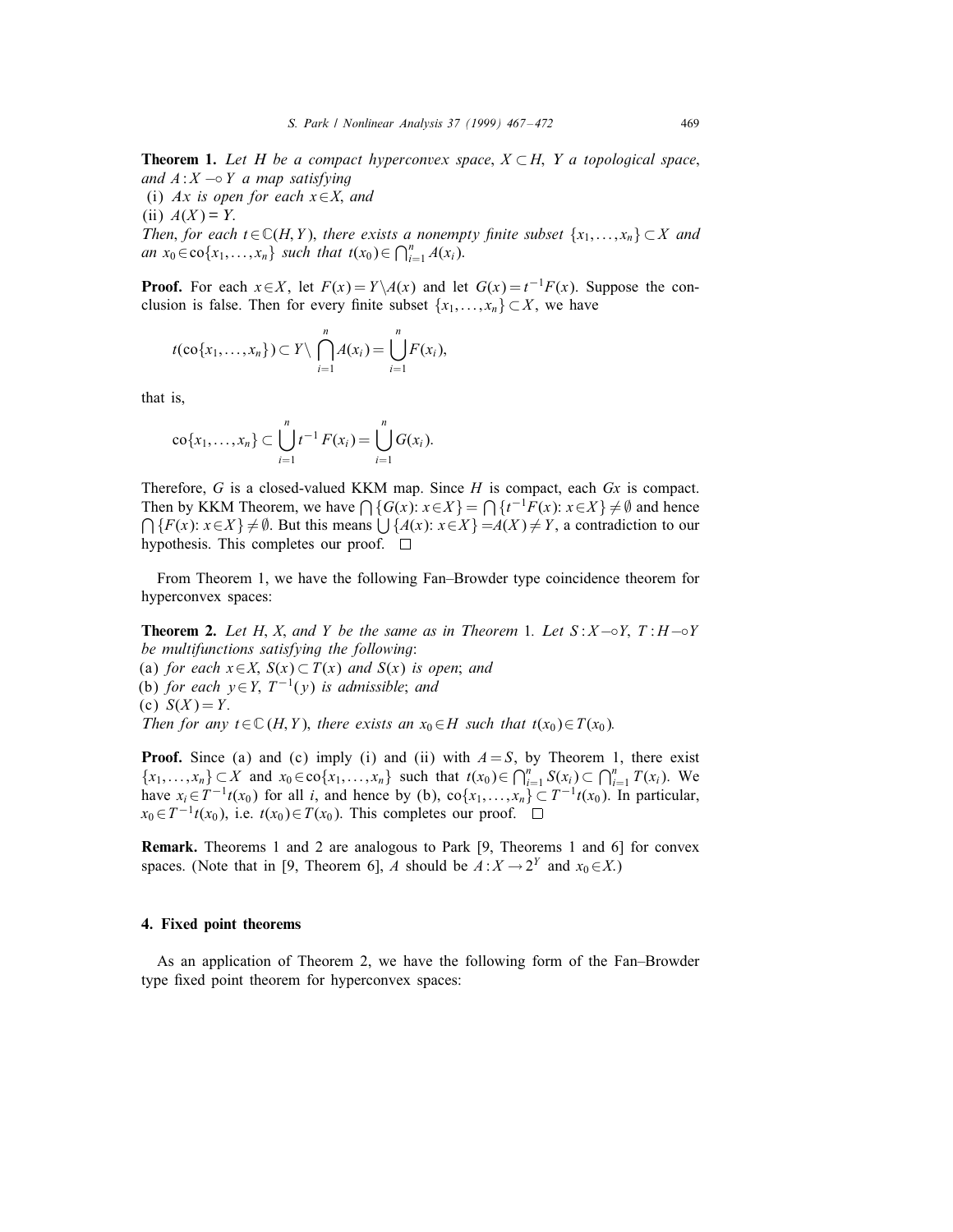**Theorem 1.** *Let $H$ be a compact hyperconvex space, $X \subset H$, $Y$ a topological space, and $A: X \multimap Y$ a map satisfying*

(i) *$Ax$ is open for each $x \in X$, and*

(ii) *$A(X) = Y$.*

*Then, for each $t \in \mathbb{C}(H, Y)$, there exists a nonempty finite subset $\{x_1, \ldots, x_n\} \subset X$ and an $x_0 \in \operatorname{co}\{x_1, \ldots, x_n\}$ such that $t(x_0) \in \bigcap_{i=1}^n A(x_i)$.*

**Proof.** For each $x \in X$, let $F(x) = Y \setminus A(x)$ and let $G(x) = t^{-1}F(x)$. Suppose the conclusion is false. Then for every finite subset $\{x_1, \ldots, x_n\} \subset X$, we have

$$t(\operatorname{co}\{x_1, \ldots, x_n\}) \subset Y \setminus \bigcap_{i=1}^n A(x_i) = \bigcup_{i=1}^n F(x_i),$$

that is,

$$\operatorname{co}\{x_1, \ldots, x_n\} \subset \bigcup_{i=1}^n t^{-1} F(x_i) = \bigcup_{i=1}^n G(x_i).$$

Therefore, $G$ is a closed-valued KKM map. Since $H$ is compact, each $Gx$ is compact. Then by KKM Theorem, we have $\bigcap\{G(x): x \in X\} = \bigcap\{t^{-1}F(x): x \in X\} \neq \emptyset$ and hence $\bigcap\{F(x): x \in X\} \neq \emptyset$. But this means $\bigcup\{A(x): x \in X\} = A(X) \neq Y$, a contradiction to our hypothesis. This completes our proof. $\square$

From Theorem 1, we have the following Fan–Browder type coincidence theorem for hyperconvex spaces:

**Theorem 2.** *Let $H$, $X$, and $Y$ be the same as in Theorem 1. Let $S: X \multimap Y$, $T: H \multimap Y$ be multifunctions satisfying the following:*

(a) *for each $x \in X$, $S(x) \subset T(x)$ and $S(x)$ is open; and*

(b) *for each $y \in Y$, $T^{-1}(y)$ is admissible; and*

(c) *$S(X) = Y$.*

*Then for any $t \in \mathbb{C}(H, Y)$, there exists an $x_0 \in H$ such that $t(x_0) \in T(x_0)$.*

**Proof.** Since (a) and (c) imply (i) and (ii) with $A = S$, by Theorem 1, there exist $\{x_1, \ldots, x_n\} \subset X$ and $x_0 \in \operatorname{co}\{x_1, \ldots, x_n\}$ such that $t(x_0) \in \bigcap_{i=1}^n S(x_i) \subset \bigcap_{i=1}^n T(x_i)$. We have $x_i \in T^{-1}t(x_0)$ for all $i$, and hence by (b), $\operatorname{co}\{x_1, \ldots, x_n\} \subset T^{-1}t(x_0)$. In particular, $x_0 \in T^{-1}t(x_0)$, i.e. $t(x_0) \in T(x_0)$. This completes our proof. $\square$

**Remark.** Theorems 1 and 2 are analogous to Park [9, Theorems 1 and 6] for convex spaces. (Note that in [9, Theorem 6], $A$ should be $A: X \to 2^Y$ and $x_0 \in X$.)

## 4. Fixed point theorems

As an application of Theorem 2, we have the following form of the Fan–Browder type fixed point theorem for hyperconvex spaces: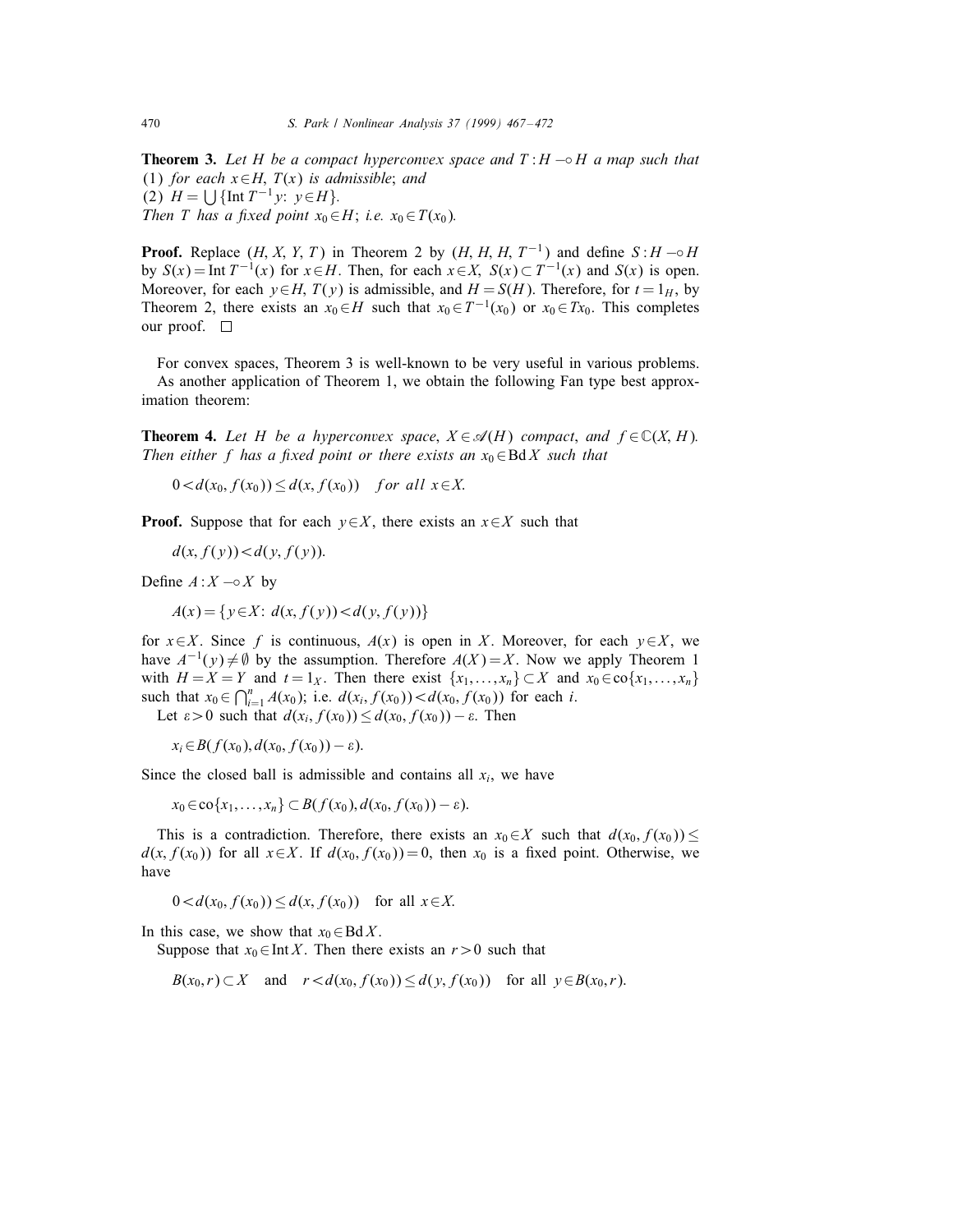**Theorem 3.** *Let $H$ be a compact hyperconvex space and $T : H \multimap H$ a map such that*
(1) *for each $x \in H$, $T(x)$ is admissible*; *and*
(2) $H = \bigcup \{\text{Int}\, T^{-1} y\colon\ y \in H\}$.
*Then $T$ has a fixed point $x_0 \in H$; i.e. $x_0 \in T(x_0)$.*

**Proof.** Replace $(H, X, Y, T)$ in Theorem 2 by $(H, H, H, T^{-1})$ and define $S : H \multimap H$ by $S(x) = \text{Int}\, T^{-1}(x)$ for $x \in H$. Then, for each $x \in X$, $S(x) \subset T^{-1}(x)$ and $S(x)$ is open. Moreover, for each $y \in H$, $T(y)$ is admissible, and $H = S(H)$. Therefore, for $t = 1_H$, by Theorem 2, there exists an $x_0 \in H$ such that $x_0 \in T^{-1}(x_0)$ or $x_0 \in Tx_0$. This completes our proof. □

For convex spaces, Theorem 3 is well-known to be very useful in various problems.

As another application of Theorem 1, we obtain the following Fan type best approximation theorem:

**Theorem 4.** *Let $H$ be a hyperconvex space, $X \in \mathscr{A}(H)$ compact, and $f \in \mathbb{C}(X, H)$. Then either $f$ has a fixed point or there exists an $x_0 \in \text{Bd}\, X$ such that*

$$0 < d(x_0, f(x_0)) \le d(x, f(x_0)) \quad \textit{for all } x \in X.$$

**Proof.** Suppose that for each $y \in X$, there exists an $x \in X$ such that

$$d(x, f(y)) < d(y, f(y)).$$

Define $A : X \multimap X$ by

$$A(x) = \{y \in X\colon\ d(x, f(y)) < d(y, f(y))\}$$

for $x \in X$. Since $f$ is continuous, $A(x)$ is open in $X$. Moreover, for each $y \in X$, we have $A^{-1}(y) \ne \emptyset$ by the assumption. Therefore $A(X) = X$. Now we apply Theorem 1 with $H = X = Y$ and $t = 1_X$. Then there exist $\{x_1, \ldots, x_n\} \subset X$ and $x_0 \in \text{co}\{x_1, \ldots, x_n\}$ such that $x_0 \in \bigcap_{i=1}^{n} A(x_0)$; i.e. $d(x_i, f(x_0)) < d(x_0, f(x_0))$ for each $i$.

Let $\varepsilon > 0$ such that $d(x_i, f(x_0)) \le d(x_0, f(x_0)) - \varepsilon$. Then

$$x_i \in B(f(x_0), d(x_0, f(x_0)) - \varepsilon).$$

Since the closed ball is admissible and contains all $x_i$, we have

$$x_0 \in \text{co}\{x_1, \ldots, x_n\} \subset B(f(x_0), d(x_0, f(x_0)) - \varepsilon).$$

This is a contradiction. Therefore, there exists an $x_0 \in X$ such that $d(x_0, f(x_0)) \le d(x, f(x_0))$ for all $x \in X$. If $d(x_0, f(x_0)) = 0$, then $x_0$ is a fixed point. Otherwise, we have

$$0 < d(x_0, f(x_0)) \le d(x, f(x_0)) \quad \text{for all } x \in X.$$

In this case, we show that $x_0 \in \text{Bd}\, X$.

Suppose that $x_0 \in \text{Int}\, X$. Then there exists an $r > 0$ such that

$$B(x_0, r) \subset X \quad \text{and} \quad r < d(x_0, f(x_0)) \le d(y, f(x_0)) \quad \text{for all } y \in B(x_0, r).$$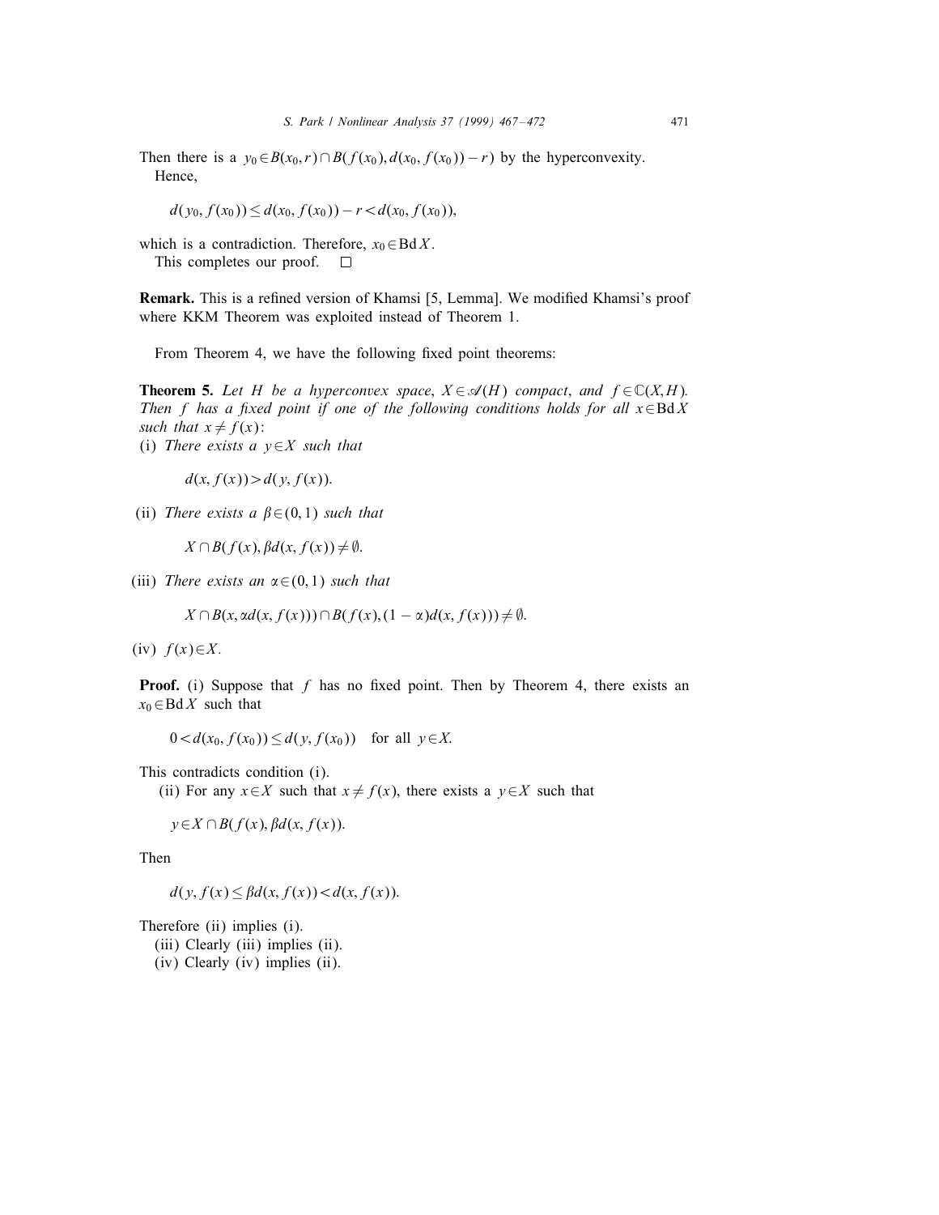Then there is a $y_0 \in B(x_0, r) \cap B(f(x_0), d(x_0, f(x_0)) - r)$ by the hyperconvexity. Hence,

$$d(y_0, f(x_0)) \leq d(x_0, f(x_0)) - r < d(x_0, f(x_0)),$$

which is a contradiction. Therefore, $x_0 \in \operatorname{Bd} X$.

This completes our proof. □

**Remark.** This is a refined version of Khamsi [5, Lemma]. We modified Khamsi's proof where KKM Theorem was exploited instead of Theorem 1.

From Theorem 4, we have the following fixed point theorems:

**Theorem 5.** *Let $H$ be a hyperconvex space, $X \in \mathscr{A}(H)$ compact, and $f \in \mathbb{C}(X, H)$. Then $f$ has a fixed point if one of the following conditions holds for all $x \in \operatorname{Bd} X$ such that $x \neq f(x)$:*

(i) *There exists a $y \in X$ such that*

$$d(x, f(x)) > d(y, f(x)).$$

(ii) *There exists a $\beta \in (0, 1)$ such that*

$$X \cap B(f(x), \beta d(x, f(x)) \neq \emptyset.$$

(iii) *There exists an $\alpha \in (0, 1)$ such that*

$$X \cap B(x, \alpha d(x, f(x))) \cap B(f(x), (1 - \alpha) d(x, f(x))) \neq \emptyset.$$

(iv) $f(x) \in X$.

**Proof.** (i) Suppose that $f$ has no fixed point. Then by Theorem 4, there exists an $x_0 \in \operatorname{Bd} X$ such that

$$0 < d(x_0, f(x_0)) \leq d(y, f(x_0)) \quad \text{for all } y \in X.$$

This contradicts condition (i).

(ii) For any $x \in X$ such that $x \neq f(x)$, there exists a $y \in X$ such that

$$y \in X \cap B(f(x), \beta d(x, f(x)).$$

Then

$$d(y, f(x) \leq \beta d(x, f(x)) < d(x, f(x)).$$

Therefore (ii) implies (i).

(iii) Clearly (iii) implies (ii).

(iv) Clearly (iv) implies (ii).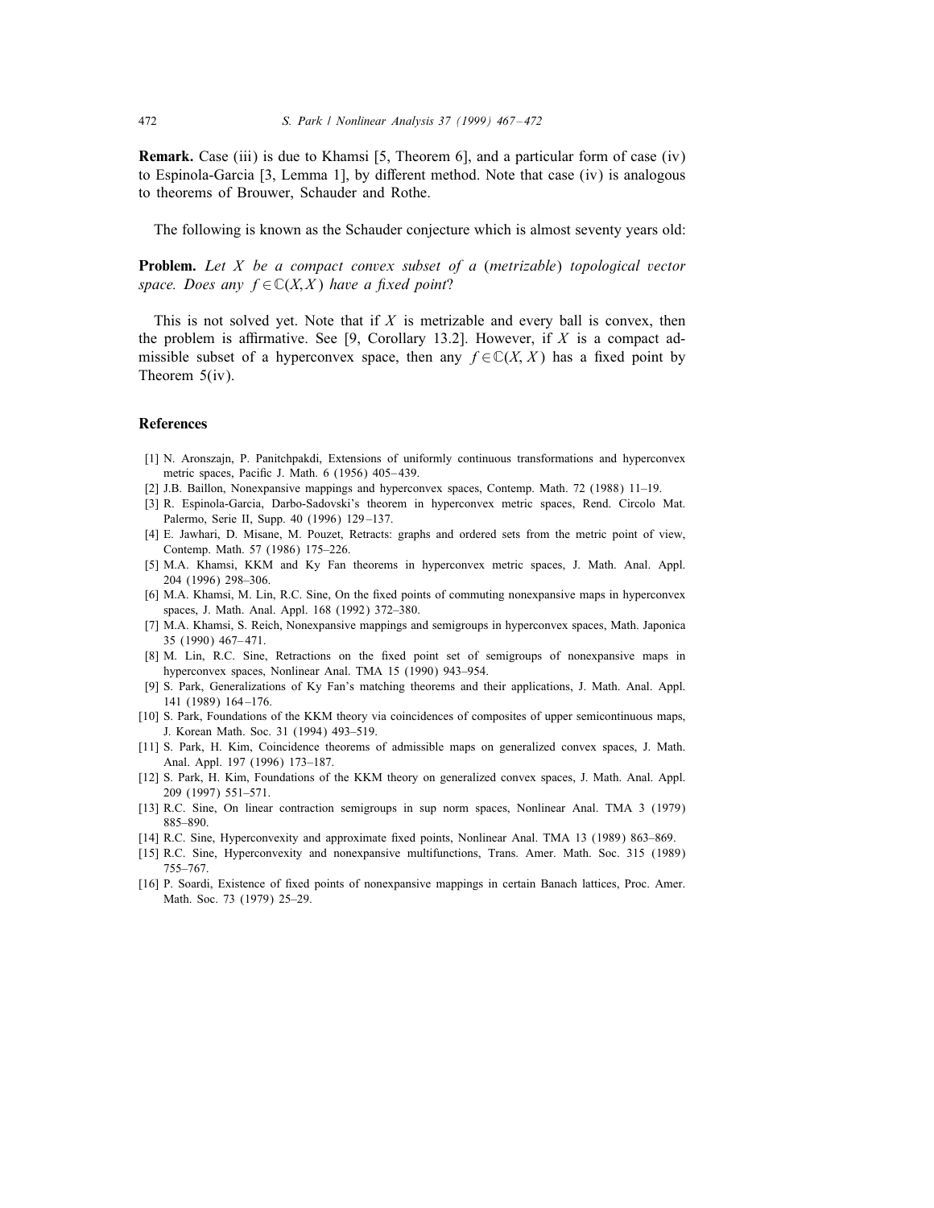**Remark.** Case (iii) is due to Khamsi [5, Theorem 6], and a particular form of case (iv) to Espinola-Garcia [3, Lemma 1], by different method. Note that case (iv) is analogous to theorems of Brouwer, Schauder and Rothe.

The following is known as the Schauder conjecture which is almost seventy years old:

**Problem.** *Let $X$ be a compact convex subset of a (metrizable) topological vector space. Does any $f \in \mathbb{C}(X, X)$ have a fixed point?*

This is not solved yet. Note that if $X$ is metrizable and every ball is convex, then the problem is affirmative. See [9, Corollary 13.2]. However, if $X$ is a compact admissible subset of a hyperconvex space, then any $f \in \mathbb{C}(X, X)$ has a fixed point by Theorem 5(iv).

## References

[1] N. Aronszajn, P. Panitchpakdi, Extensions of uniformly continuous transformations and hyperconvex metric spaces, Pacific J. Math. 6 (1956) 405–439.

[2] J.B. Baillon, Nonexpansive mappings and hyperconvex spaces, Contemp. Math. 72 (1988) 11–19.

[3] R. Espinola-Garcia, Darbo-Sadovski's theorem in hyperconvex metric spaces, Rend. Circolo Mat. Palermo, Serie II, Supp. 40 (1996) 129–137.

[4] E. Jawhari, D. Misane, M. Pouzet, Retracts: graphs and ordered sets from the metric point of view, Contemp. Math. 57 (1986) 175–226.

[5] M.A. Khamsi, KKM and Ky Fan theorems in hyperconvex metric spaces, J. Math. Anal. Appl. 204 (1996) 298–306.

[6] M.A. Khamsi, M. Lin, R.C. Sine, On the fixed points of commuting nonexpansive maps in hyperconvex spaces, J. Math. Anal. Appl. 168 (1992) 372–380.

[7] M.A. Khamsi, S. Reich, Nonexpansive mappings and semigroups in hyperconvex spaces, Math. Japonica 35 (1990) 467–471.

[8] M. Lin, R.C. Sine, Retractions on the fixed point set of semigroups of nonexpansive maps in hyperconvex spaces, Nonlinear Anal. TMA 15 (1990) 943–954.

[9] S. Park, Generalizations of Ky Fan's matching theorems and their applications, J. Math. Anal. Appl. 141 (1989) 164–176.

[10] S. Park, Foundations of the KKM theory via coincidences of composites of upper semicontinuous maps, J. Korean Math. Soc. 31 (1994) 493–519.

[11] S. Park, H. Kim, Coincidence theorems of admissible maps on generalized convex spaces, J. Math. Anal. Appl. 197 (1996) 173–187.

[12] S. Park, H. Kim, Foundations of the KKM theory on generalized convex spaces, J. Math. Anal. Appl. 209 (1997) 551–571.

[13] R.C. Sine, On linear contraction semigroups in sup norm spaces, Nonlinear Anal. TMA 3 (1979) 885–890.

[14] R.C. Sine, Hyperconvexity and approximate fixed points, Nonlinear Anal. TMA 13 (1989) 863–869.

[15] R.C. Sine, Hyperconvexity and nonexpansive multifunctions, Trans. Amer. Math. Soc. 315 (1989) 755–767.

[16] P. Soardi, Existence of fixed points of nonexpansive mappings in certain Banach lattices, Proc. Amer. Math. Soc. 73 (1979) 25–29.